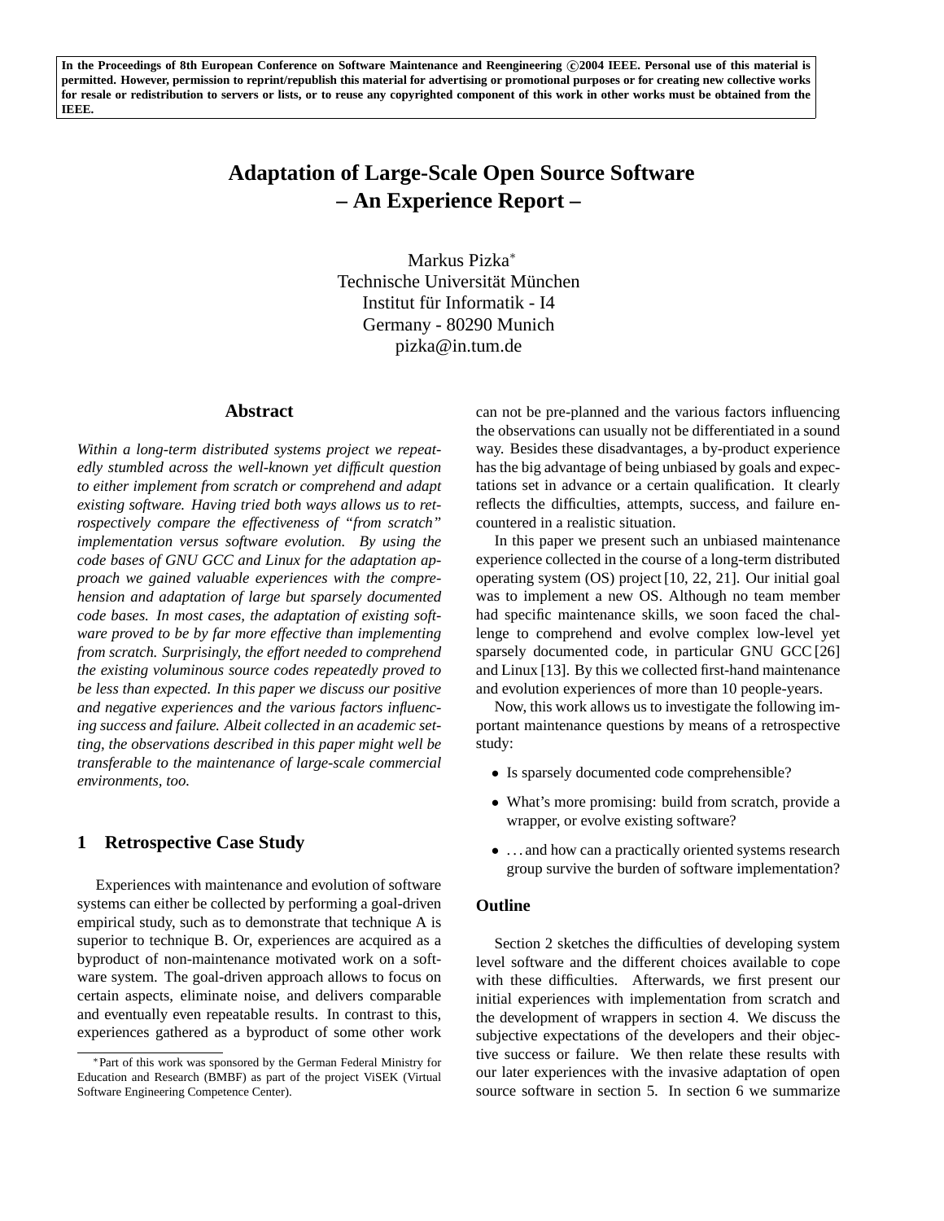**In the Proceedings of 8th European Conference on Software Maintenance and Reengineering ©2004 IEEE. Personal use of this material is permitted. However, permission to reprint/republish this material for advertising or promotional purposes or for creating new collective works for resale or redistribution to servers or lists, or to reuse any copyrighted component of this work in other works must be obtained from the IEEE.**

# Adaptation of Large-Scale Open Source Software – An Experience Report –

Markus Pizka*
Technische Universität München
Institut für Informatik - I4
Germany - 80290 Munich
pizka@in.tum.de

## Abstract

*Within a long-term distributed systems project we repeatedly stumbled across the well-known yet difficult question to either implement from scratch or comprehend and adapt existing software. Having tried both ways allows us to retrospectively compare the effectiveness of "from scratch" implementation versus software evolution. By using the code bases of GNU GCC and Linux for the adaptation approach we gained valuable experiences with the comprehension and adaptation of large but sparsely documented code bases. In most cases, the adaptation of existing software proved to be by far more effective than implementing from scratch. Surprisingly, the effort needed to comprehend the existing voluminous source codes repeatedly proved to be less than expected. In this paper we discuss our positive and negative experiences and the various factors influencing success and failure. Albeit collected in an academic setting, the observations described in this paper might well be transferable to the maintenance of large-scale commercial environments, too.*

## 1 Retrospective Case Study

Experiences with maintenance and evolution of software systems can either be collected by performing a goal-driven empirical study, such as to demonstrate that technique A is superior to technique B. Or, experiences are acquired as a byproduct of non-maintenance motivated work on a software system. The goal-driven approach allows to focus on certain aspects, eliminate noise, and delivers comparable and eventually even repeatable results. In contrast to this, experiences gathered as a byproduct of some other work can not be pre-planned and the various factors influencing the observations can usually not be differentiated in a sound way. Besides these disadvantages, a by-product experience has the big advantage of being unbiased by goals and expectations set in advance or a certain qualification. It clearly reflects the difficulties, attempts, success, and failure encountered in a realistic situation.

In this paper we present such an unbiased maintenance experience collected in the course of a long-term distributed operating system (OS) project [10, 22, 21]. Our initial goal was to implement a new OS. Although no team member had specific maintenance skills, we soon faced the challenge to comprehend and evolve complex low-level yet sparsely documented code, in particular GNU GCC [26] and Linux [13]. By this we collected first-hand maintenance and evolution experiences of more than 10 people-years.

Now, this work allows us to investigate the following important maintenance questions by means of a retrospective study:

- Is sparsely documented code comprehensible?
- What's more promising: build from scratch, provide a wrapper, or evolve existing software?
- . . . and how can a practically oriented systems research group survive the burden of software implementation?

### Outline

Section 2 sketches the difficulties of developing system level software and the different choices available to cope with these difficulties. Afterwards, we first present our initial experiences with implementation from scratch and the development of wrappers in section 4. We discuss the subjective expectations of the developers and their objective success or failure. We then relate these results with our later experiences with the invasive adaptation of open source software in section 5. In section 6 we summarize

*Part of this work was sponsored by the German Federal Ministry for Education and Research (BMBF) as part of the project ViSEK (Virtual Software Engineering Competence Center).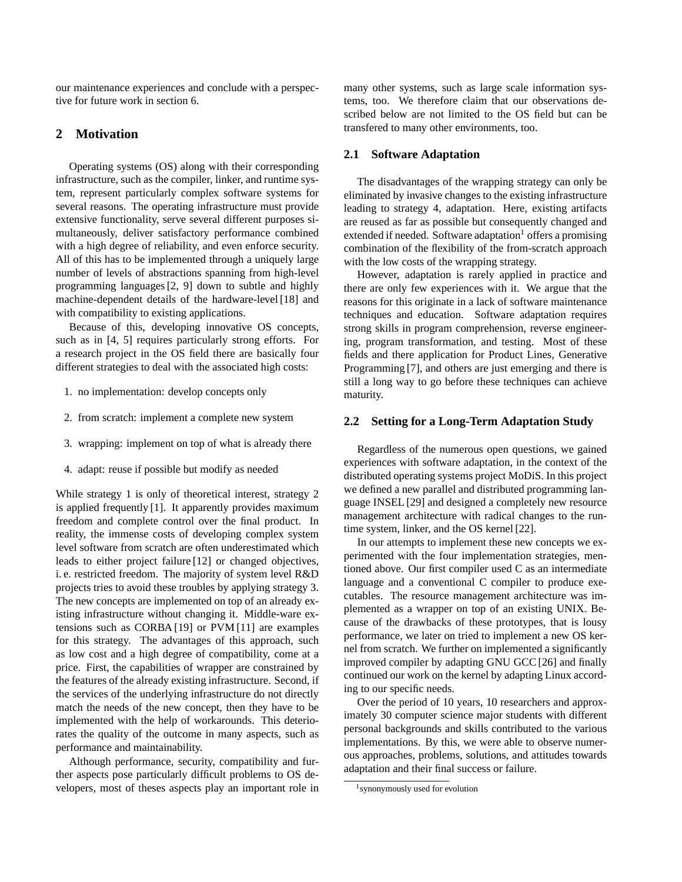our maintenance experiences and conclude with a perspective for future work in section 6.

## 2 Motivation

Operating systems (OS) along with their corresponding infrastructure, such as the compiler, linker, and runtime system, represent particularly complex software systems for several reasons. The operating infrastructure must provide extensive functionality, serve several different purposes simultaneously, deliver satisfactory performance combined with a high degree of reliability, and even enforce security. All of this has to be implemented through a uniquely large number of levels of abstractions spanning from high-level programming languages [2, 9] down to subtle and highly machine-dependent details of the hardware-level [18] and with compatibility to existing applications.

Because of this, developing innovative OS concepts, such as in [4, 5] requires particularly strong efforts. For a research project in the OS field there are basically four different strategies to deal with the associated high costs:

1. no implementation: develop concepts only
2. from scratch: implement a complete new system
3. wrapping: implement on top of what is already there
4. adapt: reuse if possible but modify as needed

While strategy 1 is only of theoretical interest, strategy 2 is applied frequently [1]. It apparently provides maximum freedom and complete control over the final product. In reality, the immense costs of developing complex system level software from scratch are often underestimated which leads to either project failure [12] or changed objectives, i. e. restricted freedom. The majority of system level R&D projects tries to avoid these troubles by applying strategy 3. The new concepts are implemented on top of an already existing infrastructure without changing it. Middle-ware extensions such as CORBA [19] or PVM [11] are examples for this strategy. The advantages of this approach, such as low cost and a high degree of compatibility, come at a price. First, the capabilities of wrapper are constrained by the features of the already existing infrastructure. Second, if the services of the underlying infrastructure do not directly match the needs of the new concept, then they have to be implemented with the help of workarounds. This deteriorates the quality of the outcome in many aspects, such as performance and maintainability.

Although performance, security, compatibility and further aspects pose particularly difficult problems to OS developers, most of theses aspects play an important role in many other systems, such as large scale information systems, too. We therefore claim that our observations described below are not limited to the OS field but can be transfered to many other environments, too.

### 2.1 Software Adaptation

The disadvantages of the wrapping strategy can only be eliminated by invasive changes to the existing infrastructure leading to strategy 4, adaptation. Here, existing artifacts are reused as far as possible but consequently changed and extended if needed. Software adaptation[1] offers a promising combination of the flexibility of the from-scratch approach with the low costs of the wrapping strategy.

However, adaptation is rarely applied in practice and there are only few experiences with it. We argue that the reasons for this originate in a lack of software maintenance techniques and education. Software adaptation requires strong skills in program comprehension, reverse engineering, program transformation, and testing. Most of these fields and there application for Product Lines, Generative Programming [7], and others are just emerging and there is still a long way to go before these techniques can achieve maturity.

### 2.2 Setting for a Long-Term Adaptation Study

Regardless of the numerous open questions, we gained experiences with software adaptation, in the context of the distributed operating systems project MoDiS. In this project we defined a new parallel and distributed programming language INSEL [29] and designed a completely new resource management architecture with radical changes to the runtime system, linker, and the OS kernel [22].

In our attempts to implement these new concepts we experimented with the four implementation strategies, mentioned above. Our first compiler used C as an intermediate language and a conventional C compiler to produce executables. The resource management architecture was implemented as a wrapper on top of an existing UNIX. Because of the drawbacks of these prototypes, that is lousy performance, we later on tried to implement a new OS kernel from scratch. We further on implemented a significantly improved compiler by adapting GNU GCC [26] and finally continued our work on the kernel by adapting Linux according to our specific needs.

Over the period of 10 years, 10 researchers and approximately 30 computer science major students with different personal backgrounds and skills contributed to the various implementations. By this, we were able to observe numerous approaches, problems, solutions, and attitudes towards adaptation and their final success or failure.

[1] synonymously used for evolution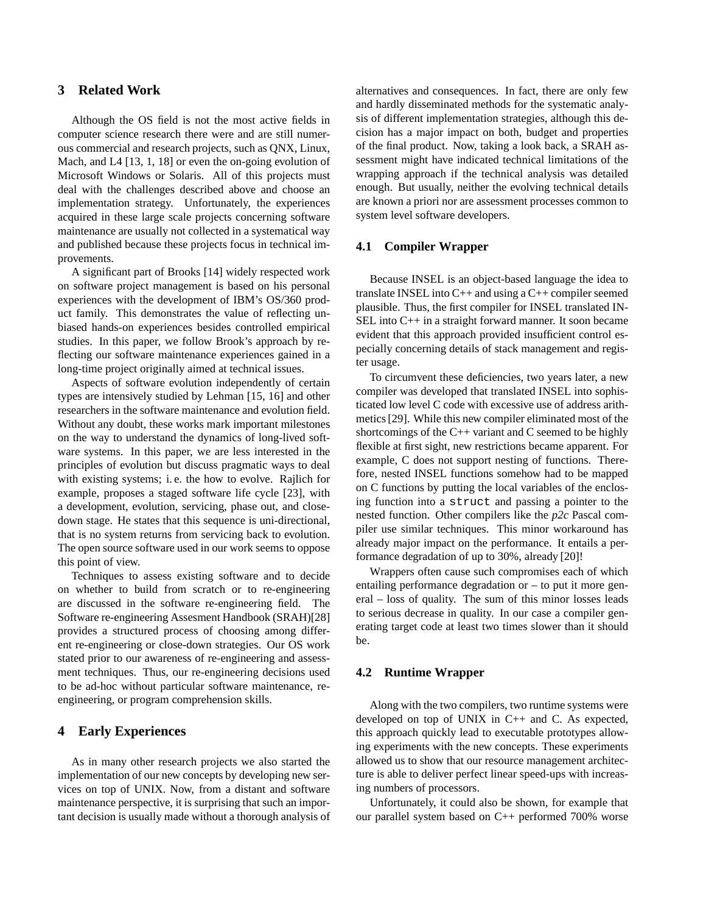## 3 Related Work

Although the OS field is not the most active fields in computer science research there were and are still numerous commercial and research projects, such as QNX, Linux, Mach, and L4 [13, 1, 18] or even the on-going evolution of Microsoft Windows or Solaris. All of this projects must deal with the challenges described above and choose an implementation strategy. Unfortunately, the experiences acquired in these large scale projects concerning software maintenance are usually not collected in a systematical way and published because these projects focus in technical improvements.

A significant part of Brooks [14] widely respected work on software project management is based on his personal experiences with the development of IBM's OS/360 product family. This demonstrates the value of reflecting unbiased hands-on experiences besides controlled empirical studies. In this paper, we follow Brook's approach by reflecting our software maintenance experiences gained in a long-time project originally aimed at technical issues.

Aspects of software evolution independently of certain types are intensively studied by Lehman [15, 16] and other researchers in the software maintenance and evolution field. Without any doubt, these works mark important milestones on the way to understand the dynamics of long-lived software systems. In this paper, we are less interested in the principles of evolution but discuss pragmatic ways to deal with existing systems; i. e. the how to evolve. Rajlich for example, proposes a staged software life cycle [23], with a development, evolution, servicing, phase out, and close-down stage. He states that this sequence is uni-directional, that is no system returns from servicing back to evolution. The open source software used in our work seems to oppose this point of view.

Techniques to assess existing software and to decide on whether to build from scratch or to re-engineering are discussed in the software re-engineering field. The Software re-engineering Assesment Handbook (SRAH)[28] provides a structured process of choosing among different re-engineering or close-down strategies. Our OS work stated prior to our awareness of re-engineering and assessment techniques. Thus, our re-engineering decisions used to be ad-hoc without particular software maintenance, re-engineering, or program comprehension skills.

## 4 Early Experiences

As in many other research projects we also started the implementation of our new concepts by developing new services on top of UNIX. Now, from a distant and software maintenance perspective, it is surprising that such an important decision is usually made without a thorough analysis of alternatives and consequences. In fact, there are only few and hardly disseminated methods for the systematic analysis of different implementation strategies, although this decision has a major impact on both, budget and properties of the final product. Now, taking a look back, a SRAH assessment might have indicated technical limitations of the wrapping approach if the technical analysis was detailed enough. But usually, neither the evolving technical details are known a priori nor are assessment processes common to system level software developers.

### 4.1 Compiler Wrapper

Because INSEL is an object-based language the idea to translate INSEL into C++ and using a C++ compiler seemed plausible. Thus, the first compiler for INSEL translated INSEL into C++ in a straight forward manner. It soon became evident that this approach provided insufficient control especially concerning details of stack management and register usage.

To circumvent these deficiencies, two years later, a new compiler was developed that translated INSEL into sophisticated low level C code with excessive use of address arithmetics [29]. While this new compiler eliminated most of the shortcomings of the C++ variant and C seemed to be highly flexible at first sight, new restrictions became apparent. For example, C does not support nesting of functions. Therefore, nested INSEL functions somehow had to be mapped on C functions by putting the local variables of the enclosing function into a `struct` and passing a pointer to the nested function. Other compilers like the *p2c* Pascal compiler use similar techniques. This minor workaround has already major impact on the performance. It entails a performance degradation of up to 30%, already [20]!

Wrappers often cause such compromises each of which entailing performance degradation or – to put it more general – loss of quality. The sum of this minor losses leads to serious decrease in quality. In our case a compiler generating target code at least two times slower than it should be.

### 4.2 Runtime Wrapper

Along with the two compilers, two runtime systems were developed on top of UNIX in C++ and C. As expected, this approach quickly lead to executable prototypes allowing experiments with the new concepts. These experiments allowed us to show that our resource management architecture is able to deliver perfect linear speed-ups with increasing numbers of processors.

Unfortunately, it could also be shown, for example that our parallel system based on C++ performed 700% worse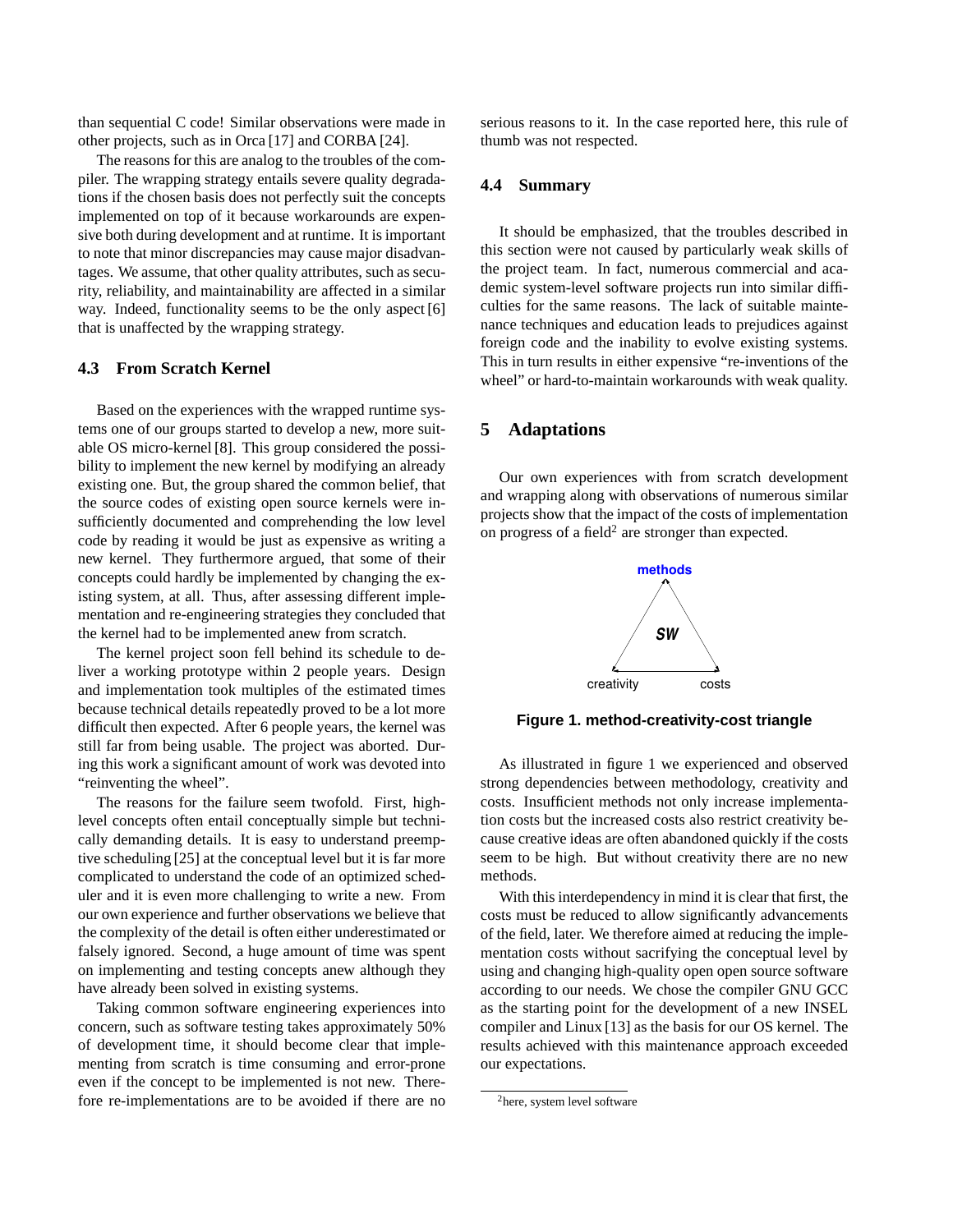than sequential C code! Similar observations were made in other projects, such as in Orca [17] and CORBA [24].

The reasons for this are analog to the troubles of the compiler. The wrapping strategy entails severe quality degradations if the chosen basis does not perfectly suit the concepts implemented on top of it because workarounds are expensive both during development and at runtime. It is important to note that minor discrepancies may cause major disadvantages. We assume, that other quality attributes, such as security, reliability, and maintainability are affected in a similar way. Indeed, functionality seems to be the only aspect [6] that is unaffected by the wrapping strategy.

### 4.3 From Scratch Kernel

Based on the experiences with the wrapped runtime systems one of our groups started to develop a new, more suitable OS micro-kernel [8]. This group considered the possibility to implement the new kernel by modifying an already existing one. But, the group shared the common belief, that the source codes of existing open source kernels were insufficiently documented and comprehending the low level code by reading it would be just as expensive as writing a new kernel. They furthermore argued, that some of their concepts could hardly be implemented by changing the existing system, at all. Thus, after assessing different implementation and re-engineering strategies they concluded that the kernel had to be implemented anew from scratch.

The kernel project soon fell behind its schedule to deliver a working prototype within 2 people years. Design and implementation took multiples of the estimated times because technical details repeatedly proved to be a lot more difficult then expected. After 6 people years, the kernel was still far from being usable. The project was aborted. During this work a significant amount of work was devoted into "reinventing the wheel".

The reasons for the failure seem twofold. First, high-level concepts often entail conceptually simple but technically demanding details. It is easy to understand preemptive scheduling [25] at the conceptual level but it is far more complicated to understand the code of an optimized scheduler and it is even more challenging to write a new. From our own experience and further observations we believe that the complexity of the detail is often either underestimated or falsely ignored. Second, a huge amount of time was spent on implementing and testing concepts anew although they have already been solved in existing systems.

Taking common software engineering experiences into concern, such as software testing takes approximately 50% of development time, it should become clear that implementing from scratch is time consuming and error-prone even if the concept to be implemented is not new. Therefore re-implementations are to be avoided if there are no serious reasons to it. In the case reported here, this rule of thumb was not respected.

### 4.4 Summary

It should be emphasized, that the troubles described in this section were not caused by particularly weak skills of the project team. In fact, numerous commercial and academic system-level software projects run into similar difficulties for the same reasons. The lack of suitable maintenance techniques and education leads to prejudices against foreign code and the inability to evolve existing systems. This in turn results in either expensive "re-inventions of the wheel" or hard-to-maintain workarounds with weak quality.

## 5 Adaptations

Our own experiences with from scratch development and wrapping along with observations of numerous similar projects show that the impact of the costs of implementation on progress of a field[2] are stronger than expected.

methods

SW

creativity costs

**Figure 1. method-creativity-cost triangle**

As illustrated in figure 1 we experienced and observed strong dependencies between methodology, creativity and costs. Insufficient methods not only increase implementation costs but the increased costs also restrict creativity because creative ideas are often abandoned quickly if the costs seem to be high. But without creativity there are no new methods.

With this interdependency in mind it is clear that first, the costs must be reduced to allow significantly advancements of the field, later. We therefore aimed at reducing the implementation costs without sacrifying the conceptual level by using and changing high-quality open open source software according to our needs. We chose the compiler GNU GCC as the starting point for the development of a new INSEL compiler and Linux [13] as the basis for our OS kernel. The results achieved with this maintenance approach exceeded our expectations.

[2] here, system level software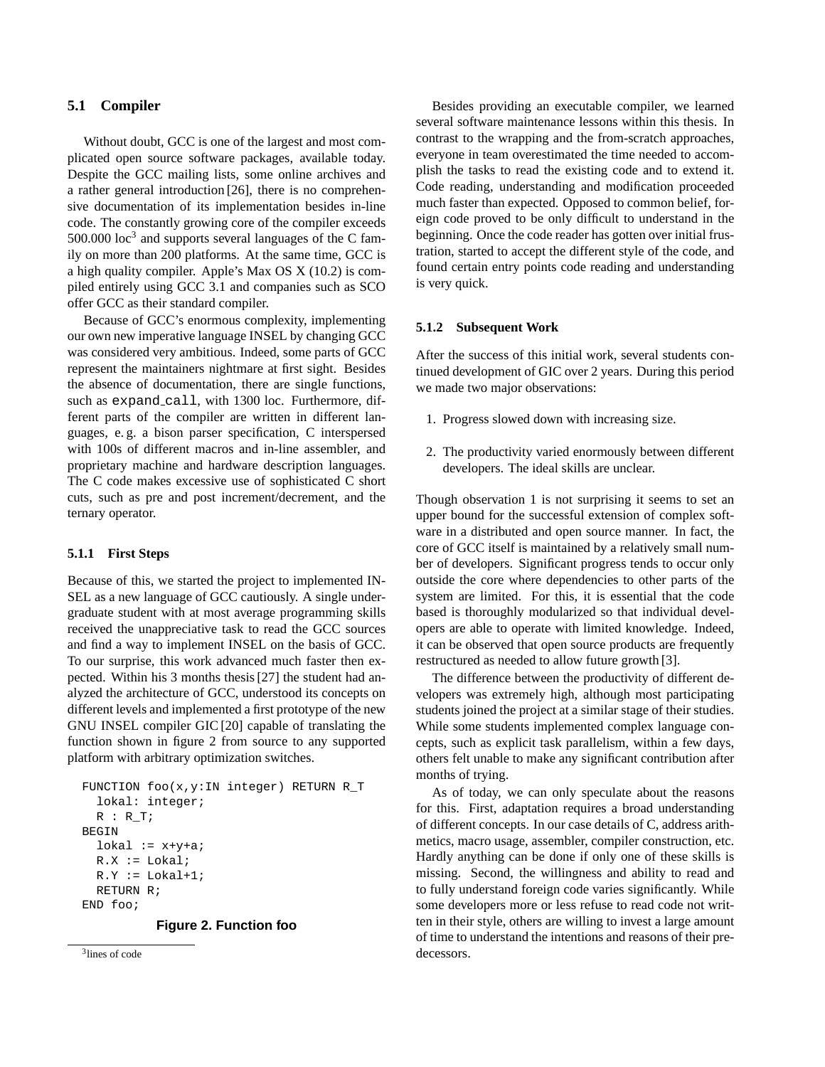### 5.1 Compiler

Without doubt, GCC is one of the largest and most complicated open source software packages, available today. Despite the GCC mailing lists, some online archives and a rather general introduction [26], there is no comprehensive documentation of its implementation besides in-line code. The constantly growing core of the compiler exceeds 500.000 loc[3] and supports several languages of the C family on more than 200 platforms. At the same time, GCC is a high quality compiler. Apple's Max OS X (10.2) is compiled entirely using GCC 3.1 and companies such as SCO offer GCC as their standard compiler.

Because of GCC's enormous complexity, implementing our own new imperative language INSEL by changing GCC was considered very ambitious. Indeed, some parts of GCC represent the maintainers nightmare at first sight. Besides the absence of documentation, there are single functions, such as `expand_call`, with 1300 loc. Furthermore, different parts of the compiler are written in different languages, e. g. a bison parser specification, C interspersed with 100s of different macros and in-line assembler, and proprietary machine and hardware description languages. The C code makes excessive use of sophisticated C short cuts, such as pre and post increment/decrement, and the ternary operator.

#### 5.1.1 First Steps

Because of this, we started the project to implemented INSEL as a new language of GCC cautiously. A single undergraduate student with at most average programming skills received the unappreciative task to read the GCC sources and find a way to implement INSEL on the basis of GCC. To our surprise, this work advanced much faster then expected. Within his 3 months thesis [27] the student had analyzed the architecture of GCC, understood its concepts on different levels and implemented a first prototype of the new GNU INSEL compiler GIC [20] capable of translating the function shown in figure 2 from source to any supported platform with arbitrary optimization switches.

```
FUNCTION foo(x,y:IN integer) RETURN R_T
  lokal: integer;
  R : R_T;
BEGIN
  lokal := x+y+a;
  R.X := Lokal;
  R.Y := Lokal+1;
  RETURN R;
END foo;
```

**Figure 2. Function foo**

[3] lines of code

Besides providing an executable compiler, we learned several software maintenance lessons within this thesis. In contrast to the wrapping and the from-scratch approaches, everyone in team overestimated the time needed to accomplish the tasks to read the existing code and to extend it. Code reading, understanding and modification proceeded much faster than expected. Opposed to common belief, foreign code proved to be only difficult to understand in the beginning. Once the code reader has gotten over initial frustration, started to accept the different style of the code, and found certain entry points code reading and understanding is very quick.

#### 5.1.2 Subsequent Work

After the success of this initial work, several students continued development of GIC over 2 years. During this period we made two major observations:

1. Progress slowed down with increasing size.
2. The productivity varied enormously between different developers. The ideal skills are unclear.

Though observation 1 is not surprising it seems to set an upper bound for the successful extension of complex software in a distributed and open source manner. In fact, the core of GCC itself is maintained by a relatively small number of developers. Significant progress tends to occur only outside the core where dependencies to other parts of the system are limited. For this, it is essential that the code based is thoroughly modularized so that individual developers are able to operate with limited knowledge. Indeed, it can be observed that open source products are frequently restructured as needed to allow future growth [3].

The difference between the productivity of different developers was extremely high, although most participating students joined the project at a similar stage of their studies. While some students implemented complex language concepts, such as explicit task parallelism, within a few days, others felt unable to make any significant contribution after months of trying.

As of today, we can only speculate about the reasons for this. First, adaptation requires a broad understanding of different concepts. In our case details of C, address arithmetics, macro usage, assembler, compiler construction, etc. Hardly anything can be done if only one of these skills is missing. Second, the willingness and ability to read and to fully understand foreign code varies significantly. While some developers more or less refuse to read code not written in their style, others are willing to invest a large amount of time to understand the intentions and reasons of their predecessors.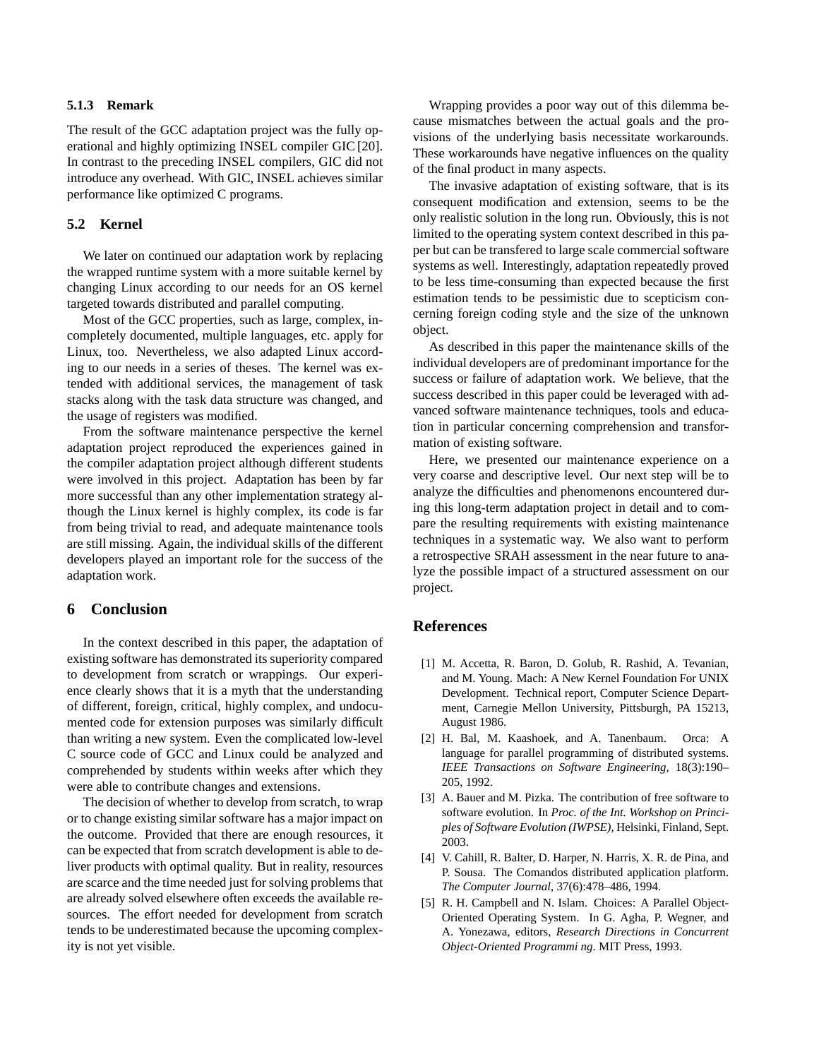#### 5.1.3 Remark

The result of the GCC adaptation project was the fully operational and highly optimizing INSEL compiler GIC [20]. In contrast to the preceding INSEL compilers, GIC did not introduce any overhead. With GIC, INSEL achieves similar performance like optimized C programs.

### 5.2 Kernel

We later on continued our adaptation work by replacing the wrapped runtime system with a more suitable kernel by changing Linux according to our needs for an OS kernel targeted towards distributed and parallel computing.

Most of the GCC properties, such as large, complex, incompletely documented, multiple languages, etc. apply for Linux, too. Nevertheless, we also adapted Linux according to our needs in a series of theses. The kernel was extended with additional services, the management of task stacks along with the task data structure was changed, and the usage of registers was modified.

From the software maintenance perspective the kernel adaptation project reproduced the experiences gained in the compiler adaptation project although different students were involved in this project. Adaptation has been by far more successful than any other implementation strategy although the Linux kernel is highly complex, its code is far from being trivial to read, and adequate maintenance tools are still missing. Again, the individual skills of the different developers played an important role for the success of the adaptation work.

## 6 Conclusion

In the context described in this paper, the adaptation of existing software has demonstrated its superiority compared to development from scratch or wrappings. Our experience clearly shows that it is a myth that the understanding of different, foreign, critical, highly complex, and undocumented code for extension purposes was similarly difficult than writing a new system. Even the complicated low-level C source code of GCC and Linux could be analyzed and comprehended by students within weeks after which they were able to contribute changes and extensions.

The decision of whether to develop from scratch, to wrap or to change existing similar software has a major impact on the outcome. Provided that there are enough resources, it can be expected that from scratch development is able to deliver products with optimal quality. But in reality, resources are scarce and the time needed just for solving problems that are already solved elsewhere often exceeds the available resources. The effort needed for development from scratch tends to be underestimated because the upcoming complexity is not yet visible.

Wrapping provides a poor way out of this dilemma because mismatches between the actual goals and the provisions of the underlying basis necessitate workarounds. These workarounds have negative influences on the quality of the final product in many aspects.

The invasive adaptation of existing software, that is its consequent modification and extension, seems to be the only realistic solution in the long run. Obviously, this is not limited to the operating system context described in this paper but can be transfered to large scale commercial software systems as well. Interestingly, adaptation repeatedly proved to be less time-consuming than expected because the first estimation tends to be pessimistic due to scepticism concerning foreign coding style and the size of the unknown object.

As described in this paper the maintenance skills of the individual developers are of predominant importance for the success or failure of adaptation work. We believe, that the success described in this paper could be leveraged with advanced software maintenance techniques, tools and education in particular concerning comprehension and transformation of existing software.

Here, we presented our maintenance experience on a very coarse and descriptive level. Our next step will be to analyze the difficulties and phenomenons encountered during this long-term adaptation project in detail and to compare the resulting requirements with existing maintenance techniques in a systematic way. We also want to perform a retrospective SRAH assessment in the near future to analyze the possible impact of a structured assessment on our project.

## References

[1] M. Accetta, R. Baron, D. Golub, R. Rashid, A. Tevanian, and M. Young. Mach: A New Kernel Foundation For UNIX Development. Technical report, Computer Science Department, Carnegie Mellon University, Pittsburgh, PA 15213, August 1986.

[2] H. Bal, M. Kaashoek, and A. Tanenbaum. Orca: A language for parallel programming of distributed systems. *IEEE Transactions on Software Engineering*, 18(3):190–205, 1992.

[3] A. Bauer and M. Pizka. The contribution of free software to software evolution. In *Proc. of the Int. Workshop on Principles of Software Evolution (IWPSE)*, Helsinki, Finland, Sept. 2003.

[4] V. Cahill, R. Balter, D. Harper, N. Harris, X. R. de Pina, and P. Sousa. The Comandos distributed application platform. *The Computer Journal*, 37(6):478–486, 1994.

[5] R. H. Campbell and N. Islam. Choices: A Parallel Object-Oriented Operating System. In G. Agha, P. Wegner, and A. Yonezawa, editors, *Research Directions in Concurrent Object-Oriented Programmi ng*. MIT Press, 1993.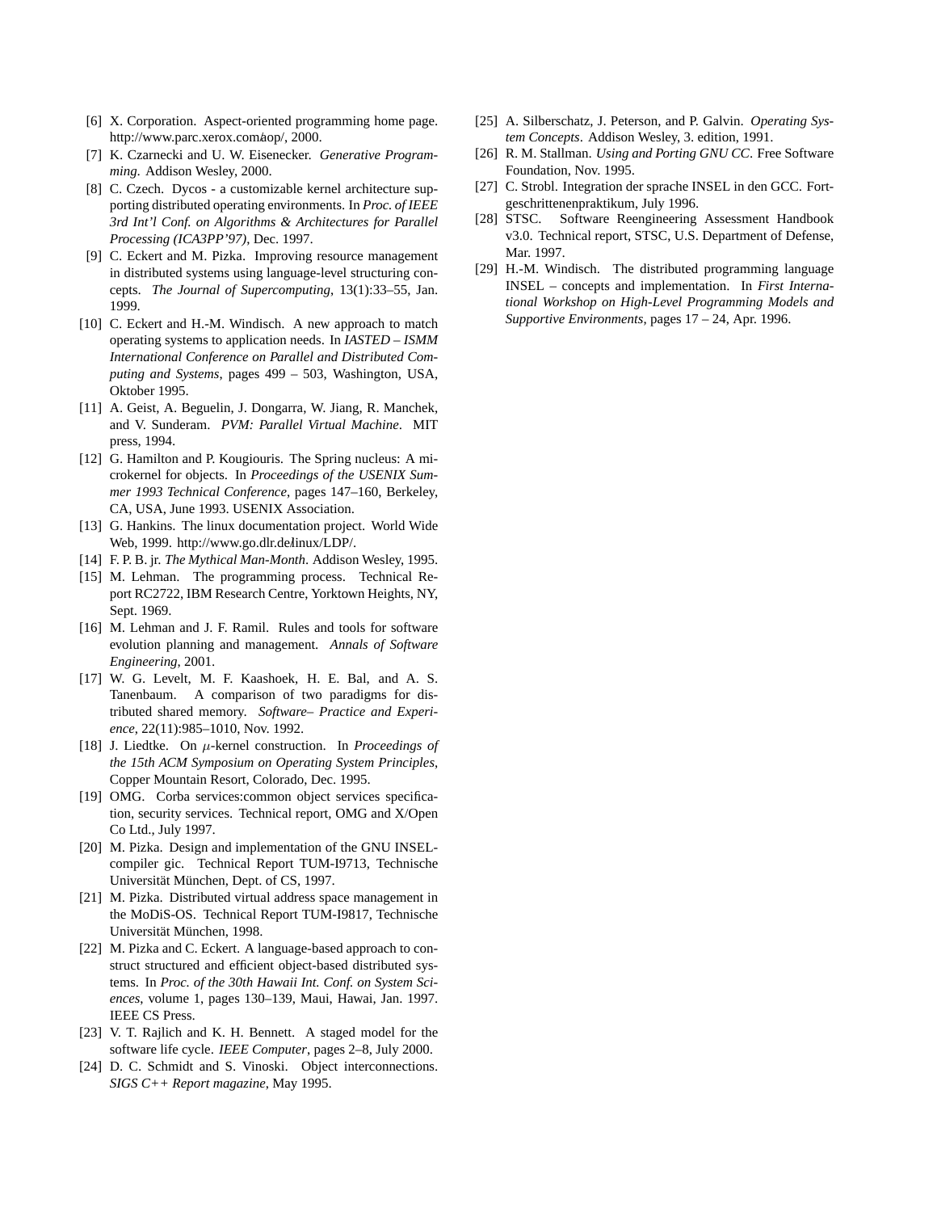[6] X. Corporation. Aspect-oriented programming home page. http://www.parc.xerox.com/aop/, 2000.

[7] K. Czarnecki and U. W. Eisenecker. *Generative Programming*. Addison Wesley, 2000.

[8] C. Czech. Dycos - a customizable kernel architecture supporting distributed operating environments. In *Proc. of IEEE 3rd Int'l Conf. on Algorithms & Architectures for Parallel Processing (ICA3PP'97)*, Dec. 1997.

[9] C. Eckert and M. Pizka. Improving resource management in distributed systems using language-level structuring concepts. *The Journal of Supercomputing*, 13(1):33–55, Jan. 1999.

[10] C. Eckert and H.-M. Windisch. A new approach to match operating systems to application needs. In *IASTED – ISMM International Conference on Parallel and Distributed Computing and Systems*, pages 499 – 503, Washington, USA, Oktober 1995.

[11] A. Geist, A. Beguelin, J. Dongarra, W. Jiang, R. Manchek, and V. Sunderam. *PVM: Parallel Virtual Machine*. MIT press, 1994.

[12] G. Hamilton and P. Kougiouris. The Spring nucleus: A microkernel for objects. In *Proceedings of the USENIX Summer 1993 Technical Conference*, pages 147–160, Berkeley, CA, USA, June 1993. USENIX Association.

[13] G. Hankins. The linux documentation project. World Wide Web, 1999. http://www.go.dlr.de/linux/LDP/.

[14] F. P. B. jr. *The Mythical Man-Month*. Addison Wesley, 1995.

[15] M. Lehman. The programming process. Technical Report RC2722, IBM Research Centre, Yorktown Heights, NY, Sept. 1969.

[16] M. Lehman and J. F. Ramil. Rules and tools for software evolution planning and management. *Annals of Software Engineering*, 2001.

[17] W. G. Levelt, M. F. Kaashoek, H. E. Bal, and A. S. Tanenbaum. A comparison of two paradigms for distributed shared memory. *Software– Practice and Experience*, 22(11):985–1010, Nov. 1992.

[18] J. Liedtke. On $\mu$-kernel construction. In *Proceedings of the 15th ACM Symposium on Operating System Principles*, Copper Mountain Resort, Colorado, Dec. 1995.

[19] OMG. Corba services:common object services specification, security services. Technical report, OMG and X/Open Co Ltd., July 1997.

[20] M. Pizka. Design and implementation of the GNU INSEL-compiler gic. Technical Report TUM-I9713, Technische Universität München, Dept. of CS, 1997.

[21] M. Pizka. Distributed virtual address space management in the MoDiS-OS. Technical Report TUM-I9817, Technische Universität München, 1998.

[22] M. Pizka and C. Eckert. A language-based approach to construct structured and efficient object-based distributed systems. In *Proc. of the 30th Hawaii Int. Conf. on System Sciences*, volume 1, pages 130–139, Maui, Hawai, Jan. 1997. IEEE CS Press.

[23] V. T. Rajlich and K. H. Bennett. A staged model for the software life cycle. *IEEE Computer*, pages 2–8, July 2000.

[24] D. C. Schmidt and S. Vinoski. Object interconnections. *SIGS C++ Report magazine*, May 1995.

[25] A. Silberschatz, J. Peterson, and P. Galvin. *Operating System Concepts*. Addison Wesley, 3. edition, 1991.

[26] R. M. Stallman. *Using and Porting GNU CC*. Free Software Foundation, Nov. 1995.

[27] C. Strobl. Integration der sprache INSEL in den GCC. Fortgeschrittenenpraktikum, July 1996.

[28] STSC. Software Reengineering Assessment Handbook v3.0. Technical report, STSC, U.S. Department of Defense, Mar. 1997.

[29] H.-M. Windisch. The distributed programming language INSEL – concepts and implementation. In *First International Workshop on High-Level Programming Models and Supportive Environments*, pages 17 – 24, Apr. 1996.